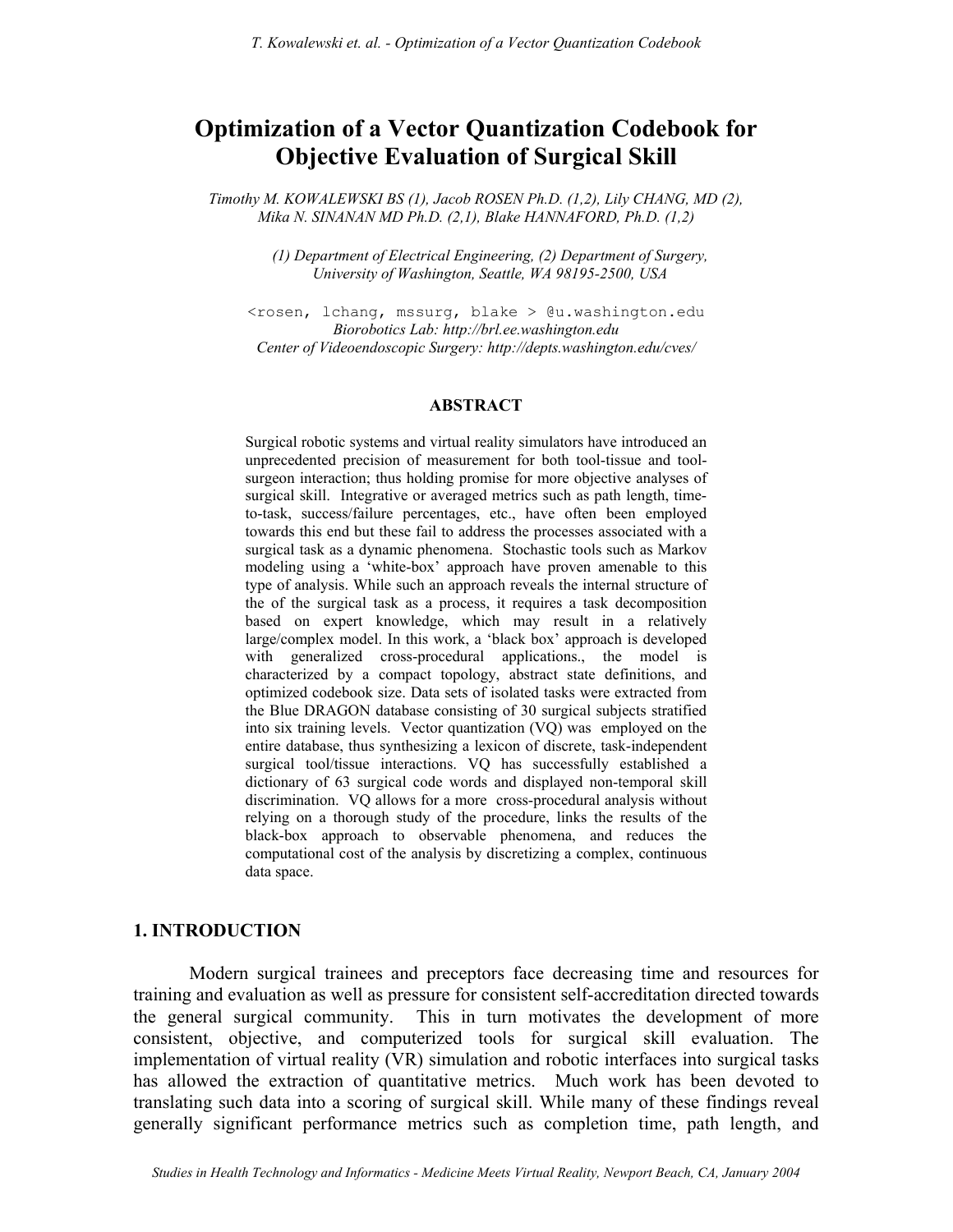# Optimization of a Vector Quantization Codebook for Objective Evaluation of Surgical Skill

*Timothy M. KOWALEWSKI BS (1), Jacob ROSEN Ph.D. (1,2), Lily CHANG, MD (2), Mika N. SINANAN MD Ph.D. (2,1), Blake HANNAFORD, Ph.D. (1,2)*

*(1) Department of Electrical Engineering, (2) Department of Surgery, University of Washington, Seattle, WA 98195-2500, USA*

<rosen, lchang, mssurg, blake > @u.washington.edu
*Biorobotics Lab: http://brl.ee.washington.edu*
*Center of Videoendoscopic Surgery: http://depts.washington.edu/cves/*

**ABSTRACT**

Surgical robotic systems and virtual reality simulators have introduced an unprecedented precision of measurement for both tool-tissue and tool-surgeon interaction; thus holding promise for more objective analyses of surgical skill. Integrative or averaged metrics such as path length, time-to-task, success/failure percentages, etc., have often been employed towards this end but these fail to address the processes associated with a surgical task as a dynamic phenomena. Stochastic tools such as Markov modeling using a 'white-box' approach have proven amenable to this type of analysis. While such an approach reveals the internal structure of the of the surgical task as a process, it requires a task decomposition based on expert knowledge, which may result in a relatively large/complex model. In this work, a 'black box' approach is developed with generalized cross-procedural applications., the model is characterized by a compact topology, abstract state definitions, and optimized codebook size. Data sets of isolated tasks were extracted from the Blue DRAGON database consisting of 30 surgical subjects stratified into six training levels. Vector quantization (VQ) was employed on the entire database, thus synthesizing a lexicon of discrete, task-independent surgical tool/tissue interactions. VQ has successfully established a dictionary of 63 surgical code words and displayed non-temporal skill discrimination. VQ allows for a more cross-procedural analysis without relying on a thorough study of the procedure, links the results of the black-box approach to observable phenomena, and reduces the computational cost of the analysis by discretizing a complex, continuous data space.

## 1. INTRODUCTION

Modern surgical trainees and preceptors face decreasing time and resources for training and evaluation as well as pressure for consistent self-accreditation directed towards the general surgical community. This in turn motivates the development of more consistent, objective, and computerized tools for surgical skill evaluation. The implementation of virtual reality (VR) simulation and robotic interfaces into surgical tasks has allowed the extraction of quantitative metrics. Much work has been devoted to translating such data into a scoring of surgical skill. While many of these findings reveal generally significant performance metrics such as completion time, path length, and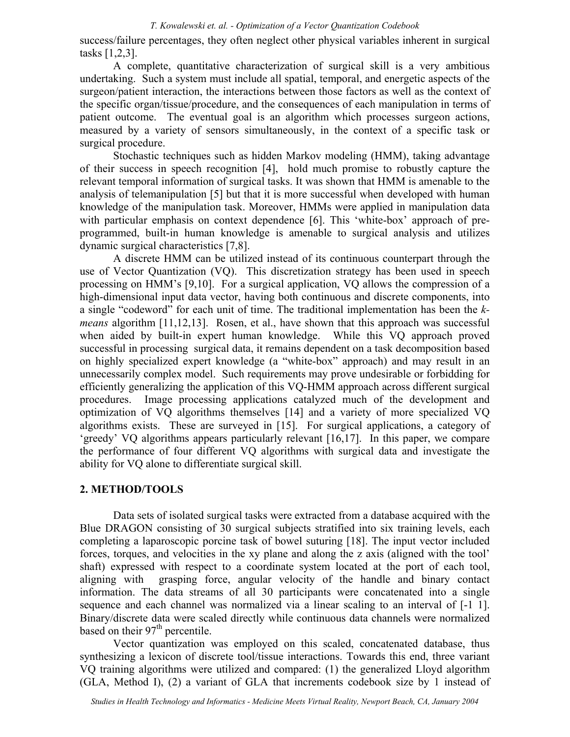success/failure percentages, they often neglect other physical variables inherent in surgical tasks [1,2,3].

A complete, quantitative characterization of surgical skill is a very ambitious undertaking. Such a system must include all spatial, temporal, and energetic aspects of the surgeon/patient interaction, the interactions between those factors as well as the context of the specific organ/tissue/procedure, and the consequences of each manipulation in terms of patient outcome. The eventual goal is an algorithm which processes surgeon actions, measured by a variety of sensors simultaneously, in the context of a specific task or surgical procedure.

Stochastic techniques such as hidden Markov modeling (HMM), taking advantage of their success in speech recognition [4], hold much promise to robustly capture the relevant temporal information of surgical tasks. It was shown that HMM is amenable to the analysis of telemanipulation [5] but that it is more successful when developed with human knowledge of the manipulation task. Moreover, HMMs were applied in manipulation data with particular emphasis on context dependence [6]. This 'white-box' approach of pre-programmed, built-in human knowledge is amenable to surgical analysis and utilizes dynamic surgical characteristics [7,8].

A discrete HMM can be utilized instead of its continuous counterpart through the use of Vector Quantization (VQ). This discretization strategy has been used in speech processing on HMM's [9,10]. For a surgical application, VQ allows the compression of a high-dimensional input data vector, having both continuous and discrete components, into a single "codeword" for each unit of time. The traditional implementation has been the *k-means* algorithm [11,12,13]. Rosen, et al., have shown that this approach was successful when aided by built-in expert human knowledge. While this VQ approach proved successful in processing surgical data, it remains dependent on a task decomposition based on highly specialized expert knowledge (a "white-box" approach) and may result in an unnecessarily complex model. Such requirements may prove undesirable or forbidding for efficiently generalizing the application of this VQ-HMM approach across different surgical procedures. Image processing applications catalyzed much of the development and optimization of VQ algorithms themselves [14] and a variety of more specialized VQ algorithms exists. These are surveyed in [15]. For surgical applications, a category of 'greedy' VQ algorithms appears particularly relevant [16,17]. In this paper, we compare the performance of four different VQ algorithms with surgical data and investigate the ability for VQ alone to differentiate surgical skill.

## 2. METHOD/TOOLS

Data sets of isolated surgical tasks were extracted from a database acquired with the Blue DRAGON consisting of 30 surgical subjects stratified into six training levels, each completing a laparoscopic porcine task of bowel suturing [18]. The input vector included forces, torques, and velocities in the xy plane and along the z axis (aligned with the tool' shaft) expressed with respect to a coordinate system located at the port of each tool, aligning with grasping force, angular velocity of the handle and binary contact information. The data streams of all 30 participants were concatenated into a single sequence and each channel was normalized via a linear scaling to an interval of [-1 1]. Binary/discrete data were scaled directly while continuous data channels were normalized based on their $97^{th}$ percentile.

Vector quantization was employed on this scaled, concatenated database, thus synthesizing a lexicon of discrete tool/tissue interactions. Towards this end, three variant VQ training algorithms were utilized and compared: (1) the generalized Lloyd algorithm (GLA, Method I), (2) a variant of GLA that increments codebook size by 1 instead of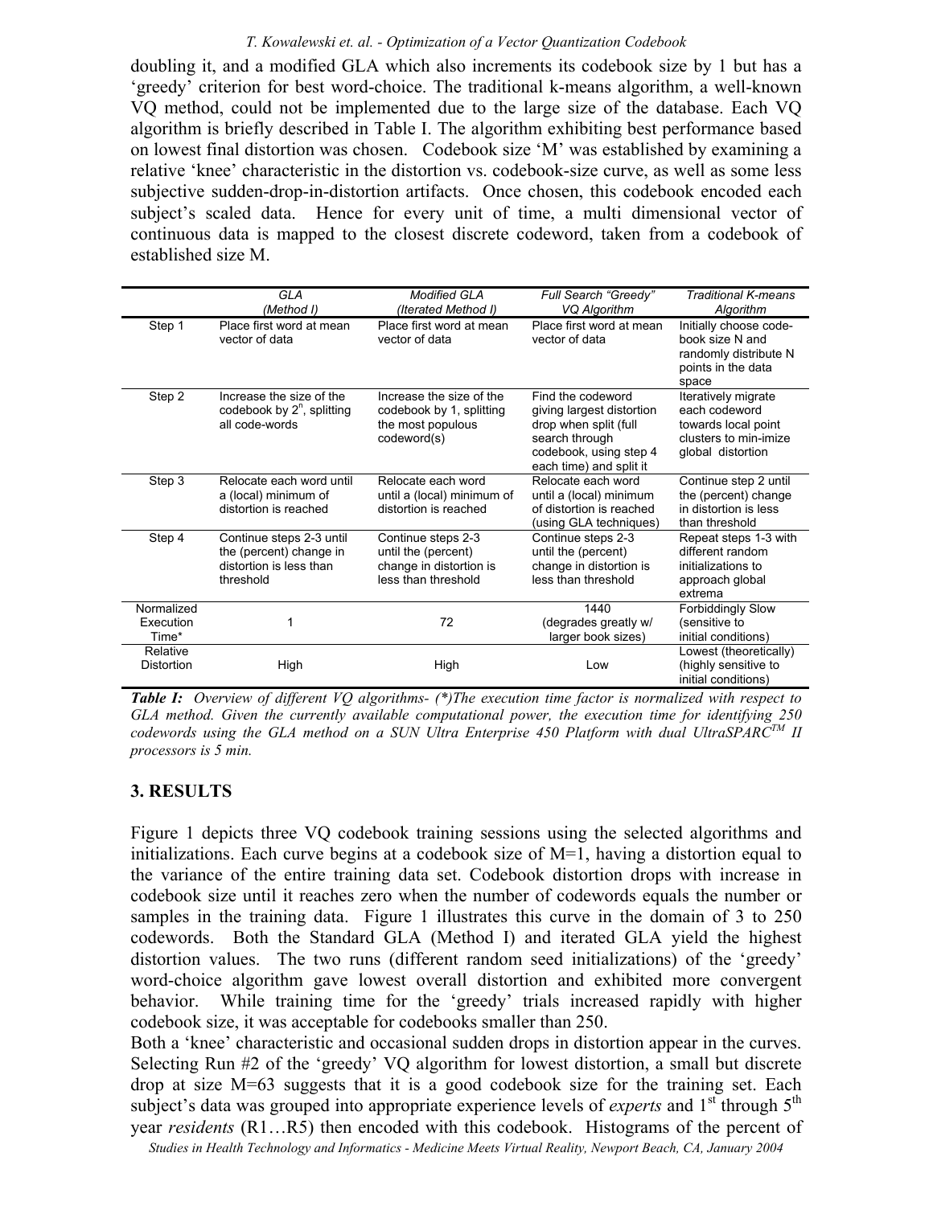doubling it, and a modified GLA which also increments its codebook size by 1 but has a 'greedy' criterion for best word-choice. The traditional k-means algorithm, a well-known VQ method, could not be implemented due to the large size of the database. Each VQ algorithm is briefly described in Table I. The algorithm exhibiting best performance based on lowest final distortion was chosen. Codebook size 'M' was established by examining a relative 'knee' characteristic in the distortion vs. codebook-size curve, as well as some less subjective sudden-drop-in-distortion artifacts. Once chosen, this codebook encoded each subject's scaled data. Hence for every unit of time, a multi dimensional vector of continuous data is mapped to the closest discrete codeword, taken from a codebook of established size M.

| | *GLA (Method I)* | *Modified GLA (Iterated Method I)* | *Full Search "Greedy" VQ Algorithm* | *Traditional K-means Algorithm* |
|---|---|---|---|---|
| Step 1 | Place first word at mean vector of data | Place first word at mean vector of data | Place first word at mean vector of data | Initially choose code-book size N and randomly distribute N points in the data space |
| Step 2 | Increase the size of the codebook by $2^n$, splitting all code-words | Increase the size of the codebook by 1, splitting the most populous codeword(s) | Find the codeword giving largest distortion drop when split (full search through codebook, using step 4 each time) and split it | Iteratively migrate each codeword towards local point clusters to min-imize global distortion |
| Step 3 | Relocate each word until a (local) minimum of distortion is reached | Relocate each word until a (local) minimum of distortion is reached | Relocate each word until a (local) minimum of distortion is reached (using GLA techniques) | Continue step 2 until the (percent) change in distortion is less than threshold |
| Step 4 | Continue steps 2-3 until the (percent) change in distortion is less than threshold | Continue steps 2-3 until the (percent) change in distortion is less than threshold | Continue steps 2-3 until the (percent) change in distortion is less than threshold | Repeat steps 1-3 with different random initializations to approach global extrema |
| Normalized Execution Time* | 1 | 72 | 1440 (degrades greatly w/ larger book sizes) | Forbiddingly Slow (sensitive to initial conditions) |
| Relative Distortion | High | High | Low | Lowest (theoretically) (highly sensitive to initial conditions) |

***Table I:*** *Overview of different VQ algorithms- (\*)The execution time factor is normalized with respect to GLA method. Given the currently available computational power, the execution time for identifying 250 codewords using the GLA method on a SUN Ultra Enterprise 450 Platform with dual UltraSPARC™ II processors is 5 min.*

## 3. RESULTS

Figure 1 depicts three VQ codebook training sessions using the selected algorithms and initializations. Each curve begins at a codebook size of M=1, having a distortion equal to the variance of the entire training data set. Codebook distortion drops with increase in codebook size until it reaches zero when the number of codewords equals the number or samples in the training data. Figure 1 illustrates this curve in the domain of 3 to 250 codewords. Both the Standard GLA (Method I) and iterated GLA yield the highest distortion values. The two runs (different random seed initializations) of the 'greedy' word-choice algorithm gave lowest overall distortion and exhibited more convergent behavior. While training time for the 'greedy' trials increased rapidly with higher codebook size, it was acceptable for codebooks smaller than 250.

Both a 'knee' characteristic and occasional sudden drops in distortion appear in the curves. Selecting Run #2 of the 'greedy' VQ algorithm for lowest distortion, a small but discrete drop at size M=63 suggests that it is a good codebook size for the training set. Each subject's data was grouped into appropriate experience levels of *experts* and 1st through 5th year *residents* (R1…R5) then encoded with this codebook. Histograms of the percent of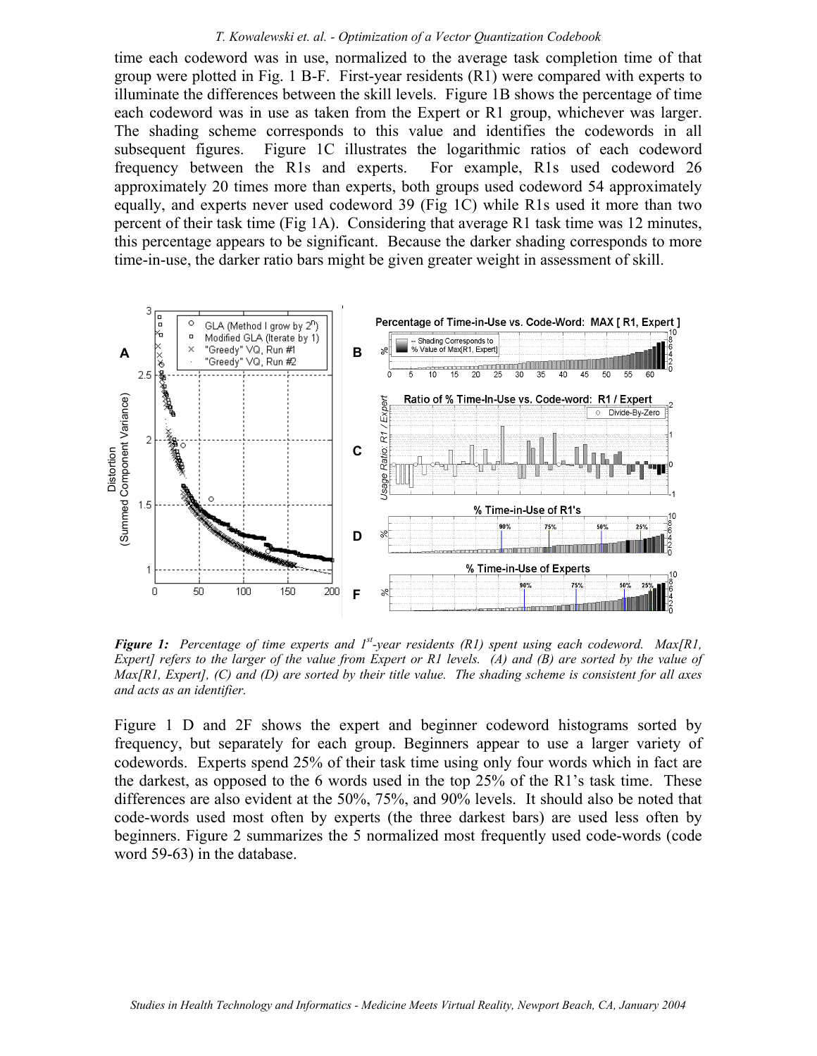time each codeword was in use, normalized to the average task completion time of that group were plotted in Fig. 1 B-F. First-year residents (R1) were compared with experts to illuminate the differences between the skill levels. Figure 1B shows the percentage of time each codeword was in use as taken from the Expert or R1 group, whichever was larger. The shading scheme corresponds to this value and identifies the codewords in all subsequent figures. Figure 1C illustrates the logarithmic ratios of each codeword frequency between the R1s and experts. For example, R1s used codeword 26 approximately 20 times more than experts, both groups used codeword 54 approximately equally, and experts never used codeword 39 (Fig 1C) while R1s used it more than two percent of their task time (Fig 1A). Considering that average R1 task time was 12 minutes, this percentage appears to be significant. Because the darker shading corresponds to more time-in-use, the darker ratio bars might be given greater weight in assessment of skill.

***Figure 1:*** *Percentage of time experts and 1st-year residents (R1) spent using each codeword. Max[R1, Expert] refers to the larger of the value from Expert or R1 levels. (A) and (B) are sorted by the value of Max[R1, Expert], (C) and (D) are sorted by their title value. The shading scheme is consistent for all axes and acts as an identifier.*

Figure 1 D and 2F shows the expert and beginner codeword histograms sorted by frequency, but separately for each group. Beginners appear to use a larger variety of codewords. Experts spend 25% of their task time using only four words which in fact are the darkest, as opposed to the 6 words used in the top 25% of the R1's task time. These differences are also evident at the 50%, 75%, and 90% levels. It should also be noted that code-words used most often by experts (the three darkest bars) are used less often by beginners. Figure 2 summarizes the 5 normalized most frequently used code-words (code word 59-63) in the database.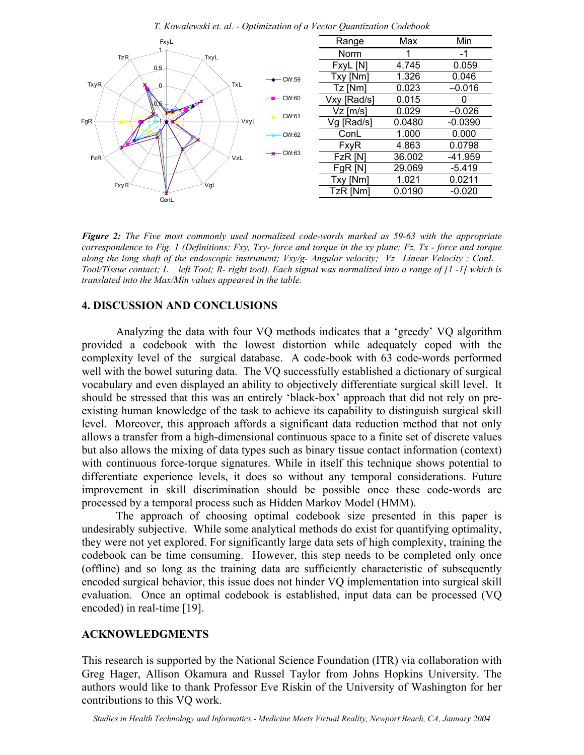| Range | Max | Min |
|---|---|---|
| Norm | 1 | -1 |
| FxyL [N] | 4.745 | 0.059 |
| Txy [Nm] | 1.326 | 0.046 |
| Tz [Nm] | 0.023 | –0.016 |
| Vxy [Rad/s] | 0.015 | 0 |
| Vz [m/s] | 0.029 | –0.026 |
| Vg [Rad/s] | 0.0480 | -0.0390 |
| ConL | 1.000 | 0.000 |
| FxyR | 4.863 | 0.0798 |
| FzR [N] | 36.002 | -41.959 |
| FgR [N] | 29.069 | -5.419 |
| Txy [Nm] | 1.021 | 0.0211 |
| TzR [Nm] | 0.0190 | -0.020 |

***Figure 2:*** *The Five most commonly used normalized code-words marked as 59-63 with the appropriate correspondence to Fig. 1 (Definitions: Fxy, Txy- force and torque in the xy plane; Fz, Tx - force and torque along the long shaft of the endoscopic instrument; Vxy/g- Angular velocity; Vz –Linear Velocity ; ConL – Tool/Tissue contact; L – left Tool; R- right tool). Each signal was normalized into a range of [1 -1] which is translated into the Max/Min values appeared in the table.*

## 4. DISCUSSION AND CONCLUSIONS

Analyzing the data with four VQ methods indicates that a 'greedy' VQ algorithm provided a codebook with the lowest distortion while adequately coped with the complexity level of the surgical database. A code-book with 63 code-words performed well with the bowel suturing data. The VQ successfully established a dictionary of surgical vocabulary and even displayed an ability to objectively differentiate surgical skill level. It should be stressed that this was an entirely 'black-box' approach that did not rely on pre-existing human knowledge of the task to achieve its capability to distinguish surgical skill level. Moreover, this approach affords a significant data reduction method that not only allows a transfer from a high-dimensional continuous space to a finite set of discrete values but also allows the mixing of data types such as binary tissue contact information (context) with continuous force-torque signatures. While in itself this technique shows potential to differentiate experience levels, it does so without any temporal considerations. Future improvement in skill discrimination should be possible once these code-words are processed by a temporal process such as Hidden Markov Model (HMM).

The approach of choosing optimal codebook size presented in this paper is undesirably subjective. While some analytical methods do exist for quantifying optimality, they were not yet explored. For significantly large data sets of high complexity, training the codebook can be time consuming. However, this step needs to be completed only once (offline) and so long as the training data are sufficiently characteristic of subsequently encoded surgical behavior, this issue does not hinder VQ implementation into surgical skill evaluation. Once an optimal codebook is established, input data can be processed (VQ encoded) in real-time [19].

## ACKNOWLEDGMENTS

This research is supported by the National Science Foundation (ITR) via collaboration with Greg Hager, Allison Okamura and Russel Taylor from Johns Hopkins University. The authors would like to thank Professor Eve Riskin of the University of Washington for her contributions to this VQ work.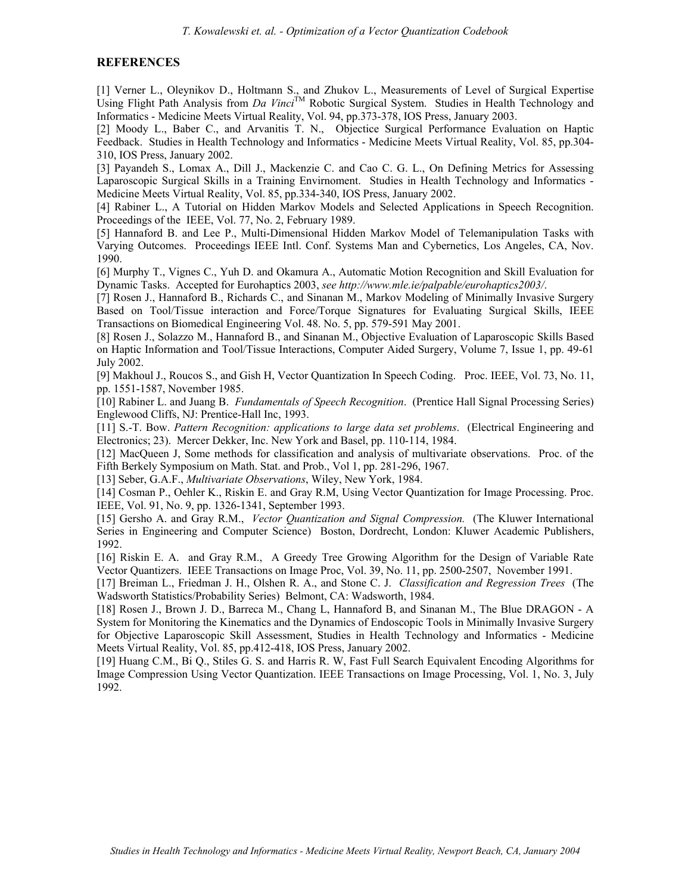## REFERENCES

[1] Verner L., Oleynikov D., Holtmann S., and Zhukov L., Measurements of Level of Surgical Expertise Using Flight Path Analysis from *Da Vinci*TM Robotic Surgical System. Studies in Health Technology and Informatics - Medicine Meets Virtual Reality, Vol. 94, pp.373-378, IOS Press, January 2003.

[2] Moody L., Baber C., and Arvanitis T. N., Objectice Surgical Performance Evaluation on Haptic Feedback. Studies in Health Technology and Informatics - Medicine Meets Virtual Reality, Vol. 85, pp.304-310, IOS Press, January 2002.

[3] Payandeh S., Lomax A., Dill J., Mackenzie C. and Cao C. G. L., On Defining Metrics for Assessing Laparoscopic Surgical Skills in a Training Envirnoment. Studies in Health Technology and Informatics - Medicine Meets Virtual Reality, Vol. 85, pp.334-340, IOS Press, January 2002.

[4] Rabiner L., A Tutorial on Hidden Markov Models and Selected Applications in Speech Recognition. Proceedings of the IEEE, Vol. 77, No. 2, February 1989.

[5] Hannaford B. and Lee P., Multi-Dimensional Hidden Markov Model of Telemanipulation Tasks with Varying Outcomes. Proceedings IEEE Intl. Conf. Systems Man and Cybernetics, Los Angeles, CA, Nov. 1990.

[6] Murphy T., Vignes C., Yuh D. and Okamura A., Automatic Motion Recognition and Skill Evaluation for Dynamic Tasks. Accepted for Eurohaptics 2003, *see http://www.mle.ie/palpable/eurohaptics2003/*.

[7] Rosen J., Hannaford B., Richards C., and Sinanan M., Markov Modeling of Minimally Invasive Surgery Based on Tool/Tissue interaction and Force/Torque Signatures for Evaluating Surgical Skills, IEEE Transactions on Biomedical Engineering Vol. 48. No. 5, pp. 579-591 May 2001.

[8] Rosen J., Solazzo M., Hannaford B., and Sinanan M., Objective Evaluation of Laparoscopic Skills Based on Haptic Information and Tool/Tissue Interactions, Computer Aided Surgery, Volume 7, Issue 1, pp. 49-61 July 2002.

[9] Makhoul J., Roucos S., and Gish H, Vector Quantization In Speech Coding. Proc. IEEE, Vol. 73, No. 11, pp. 1551-1587, November 1985.

[10] Rabiner L. and Juang B. *Fundamentals of Speech Recognition*. (Prentice Hall Signal Processing Series) Englewood Cliffs, NJ: Prentice-Hall Inc, 1993.

[11] S.-T. Bow. *Pattern Recognition: applications to large data set problems*. (Electrical Engineering and Electronics; 23). Mercer Dekker, Inc. New York and Basel, pp. 110-114, 1984.

[12] MacQueen J, Some methods for classification and analysis of multivariate observations. Proc. of the Fifth Berkely Symposium on Math. Stat. and Prob., Vol 1, pp. 281-296, 1967.

[13] Seber, G.A.F., *Multivariate Observations*, Wiley, New York, 1984.

[14] Cosman P., Oehler K., Riskin E. and Gray R.M, Using Vector Quantization for Image Processing. Proc. IEEE, Vol. 91, No. 9, pp. 1326-1341, September 1993.

[15] Gersho A. and Gray R.M., *Vector Quantization and Signal Compression.* (The Kluwer International Series in Engineering and Computer Science) Boston, Dordrecht, London: Kluwer Academic Publishers, 1992.

[16] Riskin E. A. and Gray R.M., A Greedy Tree Growing Algorithm for the Design of Variable Rate Vector Quantizers. IEEE Transactions on Image Proc, Vol. 39, No. 11, pp. 2500-2507, November 1991.

[17] Breiman L., Friedman J. H., Olshen R. A., and Stone C. J. *Classification and Regression Trees* (The Wadsworth Statistics/Probability Series) Belmont, CA: Wadsworth, 1984.

[18] Rosen J., Brown J. D., Barreca M., Chang L, Hannaford B, and Sinanan M., The Blue DRAGON - A System for Monitoring the Kinematics and the Dynamics of Endoscopic Tools in Minimally Invasive Surgery for Objective Laparoscopic Skill Assessment, Studies in Health Technology and Informatics - Medicine Meets Virtual Reality, Vol. 85, pp.412-418, IOS Press, January 2002.

[19] Huang C.M., Bi Q., Stiles G. S. and Harris R. W, Fast Full Search Equivalent Encoding Algorithms for Image Compression Using Vector Quantization. IEEE Transactions on Image Processing, Vol. 1, No. 3, July 1992.